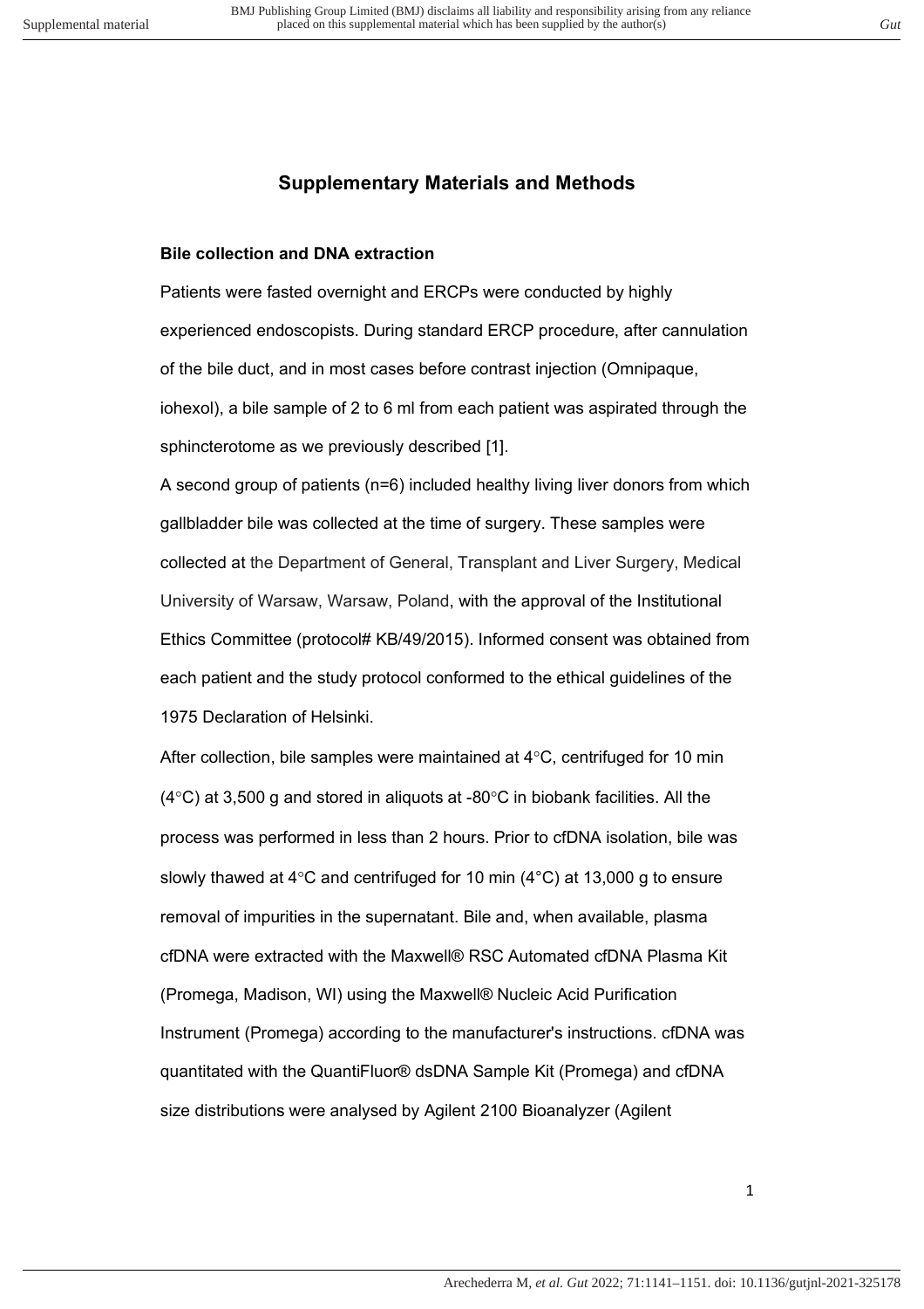## Supplementary Materials and Methods

### Bile collection and DNA extraction

Patients were fasted overnight and ERCPs were conducted by highly experienced endoscopists. During standard ERCP procedure, after cannulation of the bile duct, and in most cases before contrast injection (Omnipaque, iohexol), a bile sample of 2 to 6 ml from each patient was aspirated through the sphincterotome as we previously described [1].

A second group of patients (n=6) included healthy living liver donors from which gallbladder bile was collected at the time of surgery. These samples were collected at the Department of General, Transplant and Liver Surgery, Medical University of Warsaw, Warsaw, Poland, with the approval of the Institutional Ethics Committee (protocol# KB/49/2015). Informed consent was obtained from each patient and the study protocol conformed to the ethical guidelines of the 1975 Declaration of Helsinki.

After collection, bile samples were maintained at 4°C, centrifuged for 10 min (4°C) at 3,500 g and stored in aliquots at -80°C in biobank facilities. All the process was performed in less than 2 hours. Prior to cfDNA isolation, bile was slowly thawed at 4°C and centrifuged for 10 min (4°C) at 13,000 g to ensure removal of impurities in the supernatant. Bile and, when available, plasma cfDNA were extracted with the Maxwell® RSC Automated cfDNA Plasma Kit (Promega, Madison, WI) using the Maxwell® Nucleic Acid Purification Instrument (Promega) according to the manufacturer's instructions. cfDNA was quantitated with the QuantiFluor® dsDNA Sample Kit (Promega) and cfDNA size distributions were analysed by Agilent 2100 Bioanalyzer (Agilent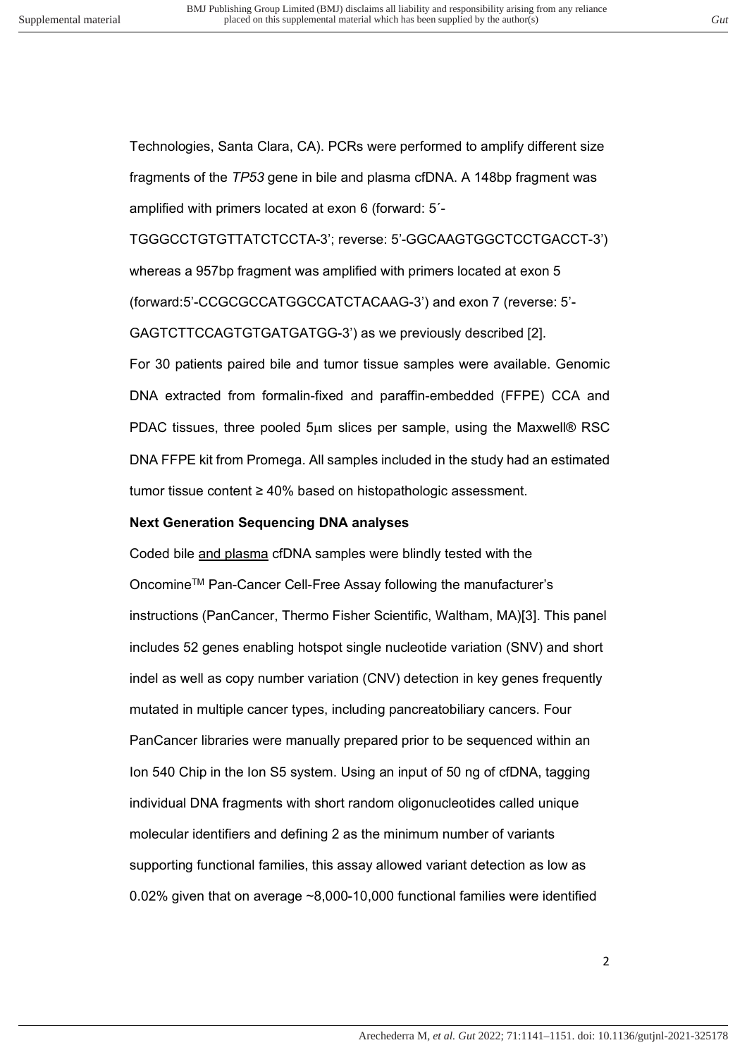Technologies, Santa Clara, CA). PCRs were performed to amplify different size fragments of the *TP53* gene in bile and plasma cfDNA. A 148bp fragment was amplified with primers located at exon 6 (forward: 5´-TGGGCCTGTGTTATCTCCTA-3'; reverse: 5'-GGCAAGTGGCTCCTGACCT-3') whereas a 957bp fragment was amplified with primers located at exon 5 (forward:5'-CCGCGCCATGGCCATCTACAAG-3') and exon 7 (reverse: 5'-GAGTCTTCCAGTGTGATGATGG-3') as we previously described [2].

For 30 patients paired bile and tumor tissue samples were available. Genomic DNA extracted from formalin-fixed and paraffin-embedded (FFPE) CCA and PDAC tissues, three pooled 5μm slices per sample, using the Maxwell® RSC DNA FFPE kit from Promega. All samples included in the study had an estimated tumor tissue content ≥ 40% based on histopathologic assessment.

**Next Generation Sequencing DNA analyses**

Coded bile and plasma cfDNA samples were blindly tested with the Oncomine™ Pan-Cancer Cell-Free Assay following the manufacturer's instructions (PanCancer, Thermo Fisher Scientific, Waltham, MA)[3]. This panel includes 52 genes enabling hotspot single nucleotide variation (SNV) and short indel as well as copy number variation (CNV) detection in key genes frequently mutated in multiple cancer types, including pancreatobiliary cancers. Four PanCancer libraries were manually prepared prior to be sequenced within an Ion 540 Chip in the Ion S5 system. Using an input of 50 ng of cfDNA, tagging individual DNA fragments with short random oligonucleotides called unique molecular identifiers and defining 2 as the minimum number of variants supporting functional families, this assay allowed variant detection as low as 0.02% given that on average ~8,000-10,000 functional families were identified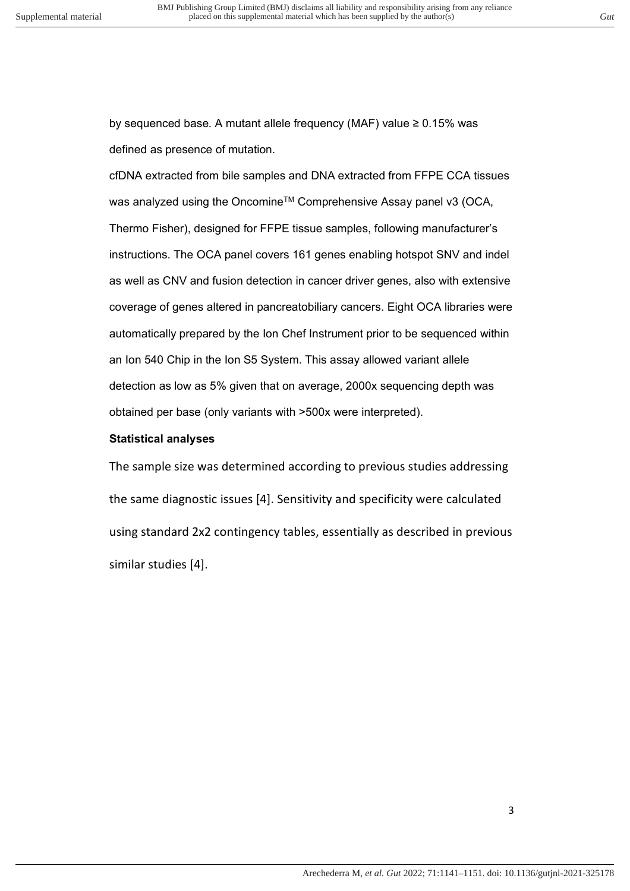by sequenced base. A mutant allele frequency (MAF) value ≥ 0.15% was defined as presence of mutation.

cfDNA extracted from bile samples and DNA extracted from FFPE CCA tissues was analyzed using the Oncomine$^{TM}$ Comprehensive Assay panel v3 (OCA, Thermo Fisher), designed for FFPE tissue samples, following manufacturer's instructions. The OCA panel covers 161 genes enabling hotspot SNV and indel as well as CNV and fusion detection in cancer driver genes, also with extensive coverage of genes altered in pancreatobiliary cancers. Eight OCA libraries were automatically prepared by the Ion Chef Instrument prior to be sequenced within an Ion 540 Chip in the Ion S5 System. This assay allowed variant allele detection as low as 5% given that on average, 2000x sequencing depth was obtained per base (only variants with >500x were interpreted).

**Statistical analyses**

The sample size was determined according to previous studies addressing the same diagnostic issues [4]. Sensitivity and specificity were calculated using standard 2x2 contingency tables, essentially as described in previous similar studies [4].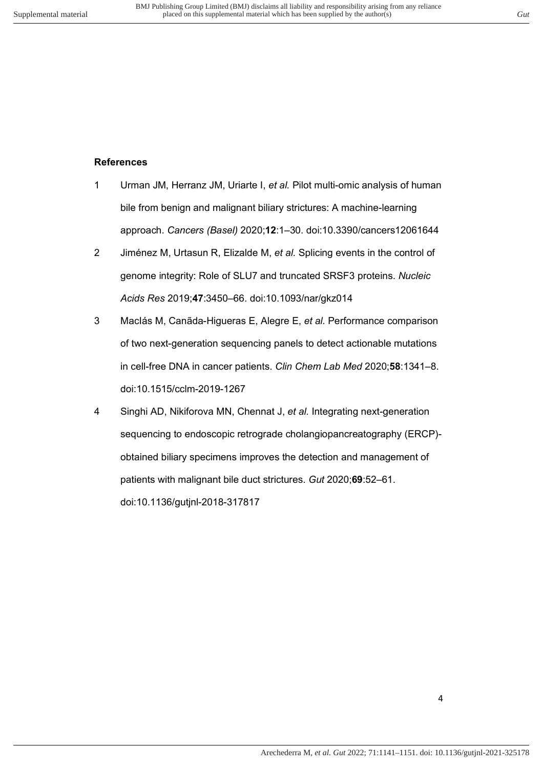**References**

1. Urman JM, Herranz JM, Uriarte I, *et al.* Pilot multi-omic analysis of human bile from benign and malignant biliary strictures: A machine-learning approach. *Cancers (Basel)* 2020;**12**:1–30. doi:10.3390/cancers12061644
2. Jiménez M, Urtasun R, Elizalde M, *et al.* Splicing events in the control of genome integrity: Role of SLU7 and truncated SRSF3 proteins. *Nucleic Acids Res* 2019;**47**:3450–66. doi:10.1093/nar/gkz014
3. MacIás M, Canãda-Higueras E, Alegre E, *et al.* Performance comparison of two next-generation sequencing panels to detect actionable mutations in cell-free DNA in cancer patients. *Clin Chem Lab Med* 2020;**58**:1341–8. doi:10.1515/cclm-2019-1267
4. Singhi AD, Nikiforova MN, Chennat J, *et al.* Integrating next-generation sequencing to endoscopic retrograde cholangiopancreatography (ERCP)-obtained biliary specimens improves the detection and management of patients with malignant bile duct strictures. *Gut* 2020;**69**:52–61. doi:10.1136/gutjnl-2018-317817